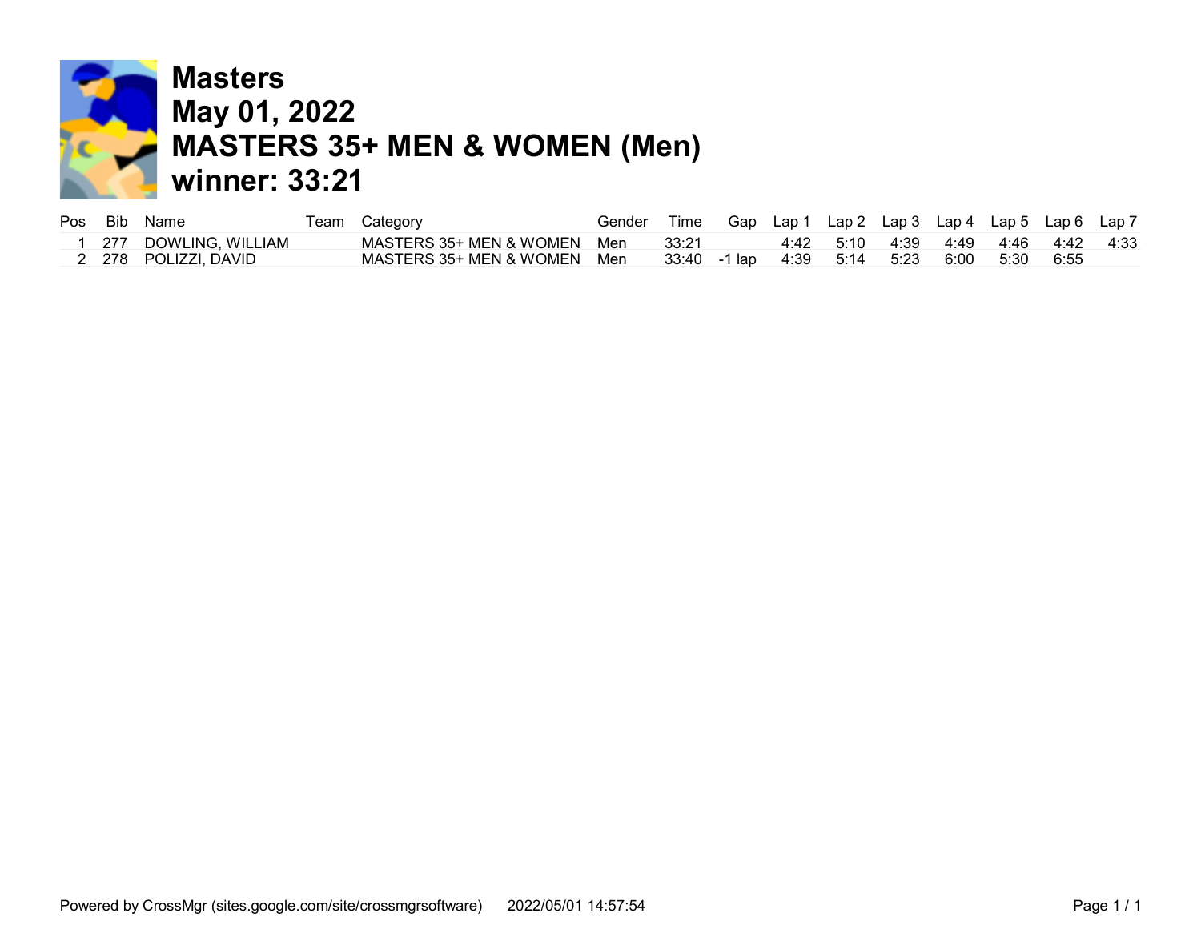# Masters
# May 01, 2022
# MASTERS 35+ MEN & WOMEN (Men)
# winner: 33:21

| Pos | Bib | Name | Team | Category | Gender | Time | Gap | Lap 1 | Lap 2 | Lap 3 | Lap 4 | Lap 5 | Lap 6 | Lap 7 |
|---|---|---|---|---|---|---|---|---|---|---|---|---|---|---|
| 1 | 277 | DOWLING, WILLIAM | | MASTERS 35+ MEN & WOMEN | Men | 33:21 | | 4:42 | 5:10 | 4:39 | 4:49 | 4:46 | 4:42 | 4:33 |
| 2 | 278 | POLIZZI, DAVID | | MASTERS 35+ MEN & WOMEN | Men | 33:40 | -1 lap | 4:39 | 5:14 | 5:23 | 6:00 | 5:30 | 6:55 | |

Powered by CrossMgr (sites.google.com/site/crossmgrsoftware) 2022/05/01 14:57:54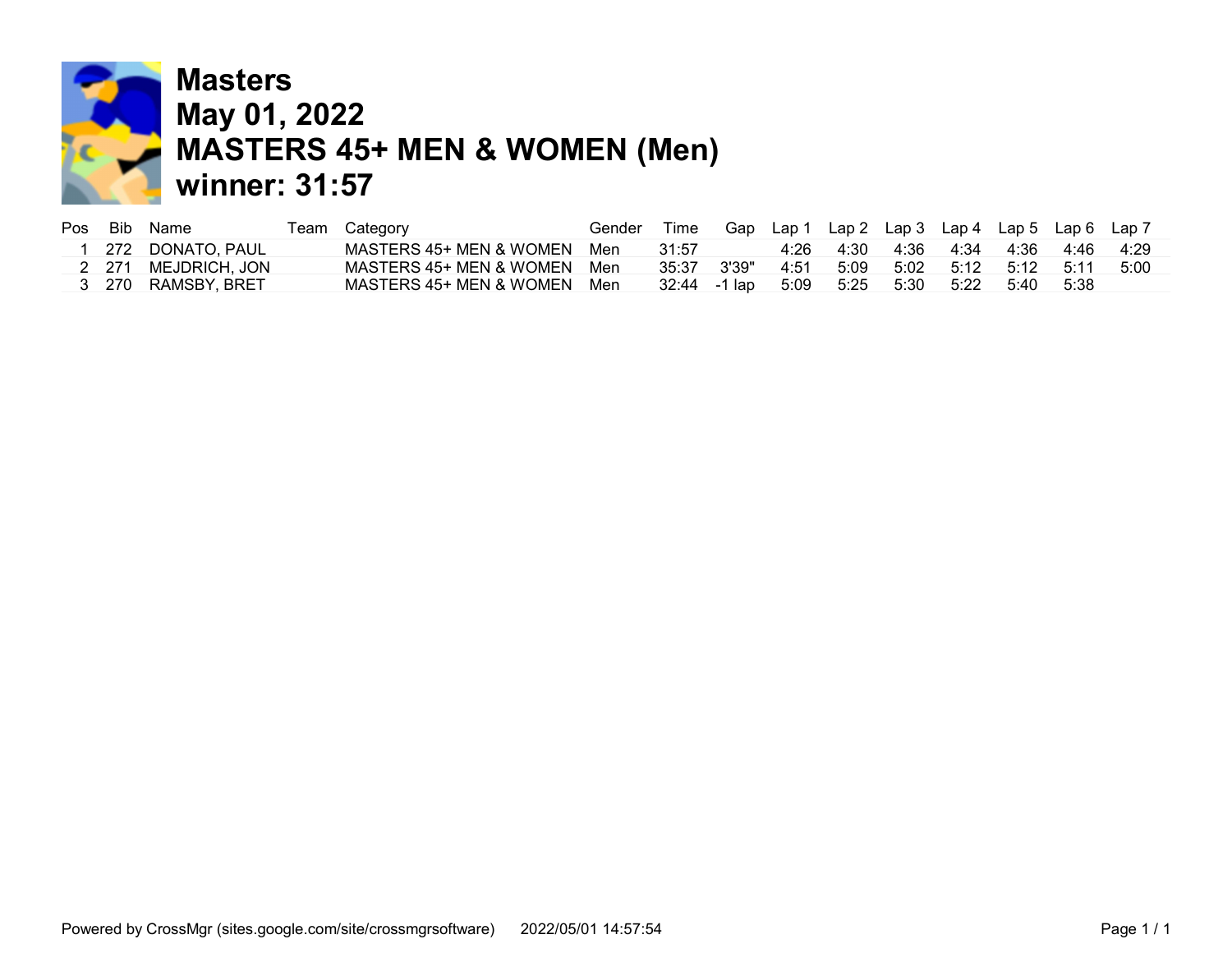# Masters
# May 01, 2022
# MASTERS 45+ MEN & WOMEN (Men)
# winner: 31:57

| Pos | Bib | Name | Team | Category | Gender | Time | Gap | Lap 1 | Lap 2 | Lap 3 | Lap 4 | Lap 5 | Lap 6 | Lap 7 |
|---|---|---|---|---|---|---|---|---|---|---|---|---|---|---|
| 1 | 272 | DONATO, PAUL | | MASTERS 45+ MEN & WOMEN | Men | 31:57 | | 4:26 | 4:30 | 4:36 | 4:34 | 4:36 | 4:46 | 4:29 |
| 2 | 271 | MEJDRICH, JON | | MASTERS 45+ MEN & WOMEN | Men | 35:37 | 3'39" | 4:51 | 5:09 | 5:02 | 5:12 | 5:12 | 5:11 | 5:00 |
| 3 | 270 | RAMSBY, BRET | | MASTERS 45+ MEN & WOMEN | Men | 32:44 | -1 lap | 5:09 | 5:25 | 5:30 | 5:22 | 5:40 | 5:38 | |

Powered by CrossMgr (sites.google.com/site/crossmgrsoftware) 2022/05/01 14:57:54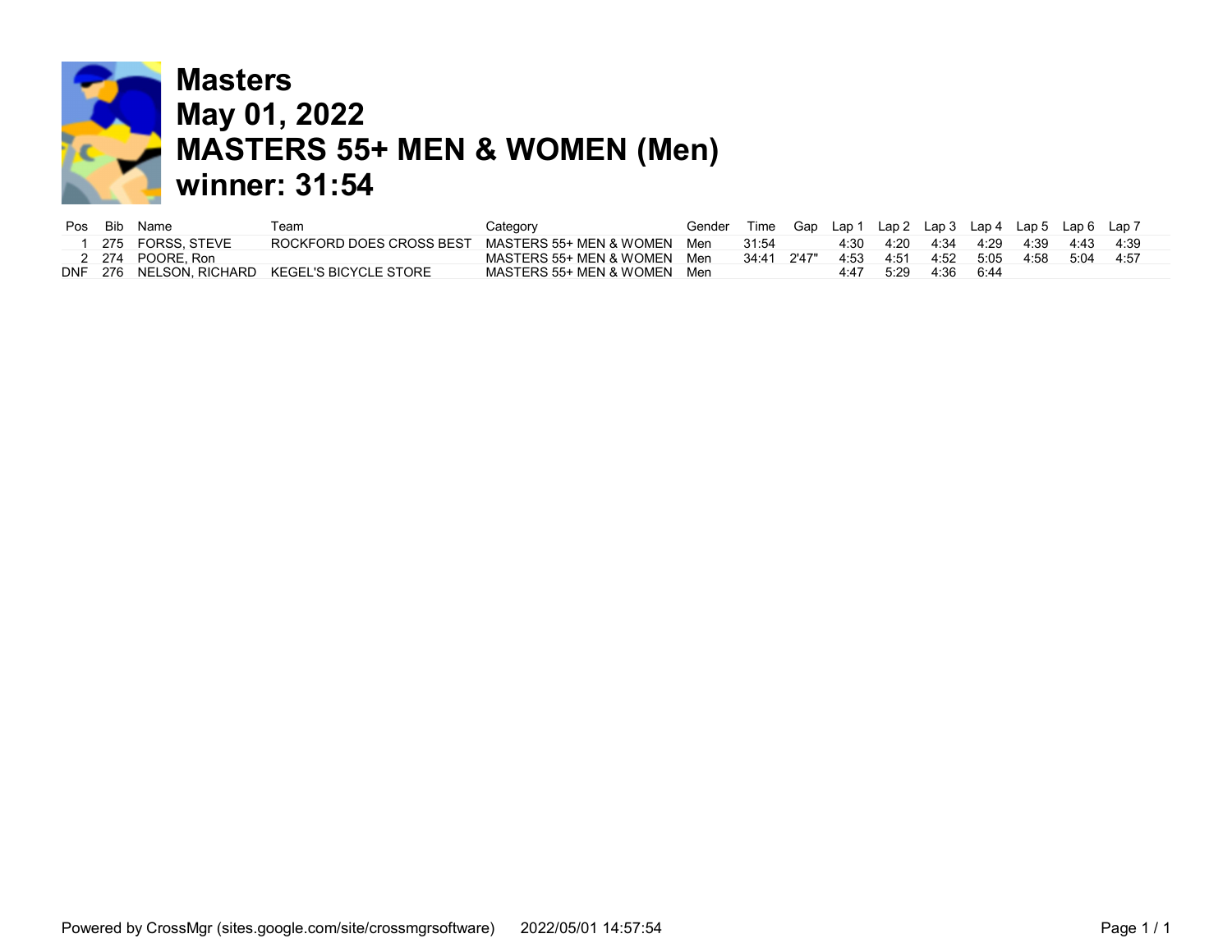# Masters
# May 01, 2022
# MASTERS 55+ MEN & WOMEN (Men)
# winner: 31:54

| Pos | Bib | Name | Team | Category | Gender | Time | Gap | Lap 1 | Lap 2 | Lap 3 | Lap 4 | Lap 5 | Lap 6 | Lap 7 |
|---|---|---|---|---|---|---|---|---|---|---|---|---|---|---|
| 1 | 275 | FORSS, STEVE | ROCKFORD DOES CROSS BEST | MASTERS 55+ MEN & WOMEN | Men | 31:54 | | 4:30 | 4:20 | 4:34 | 4:29 | 4:39 | 4:43 | 4:39 |
| 2 | 274 | POORE, Ron | | MASTERS 55+ MEN & WOMEN | Men | 34:41 | 2'47" | 4:53 | 4:51 | 4:52 | 5:05 | 4:58 | 5:04 | 4:57 |
| DNF | 276 | NELSON, RICHARD | KEGEL'S BICYCLE STORE | MASTERS 55+ MEN & WOMEN | Men | | | 4:47 | 5:29 | 4:36 | 6:44 | | | |

Powered by CrossMgr (sites.google.com/site/crossmgrsoftware) 2022/05/01 14:57:54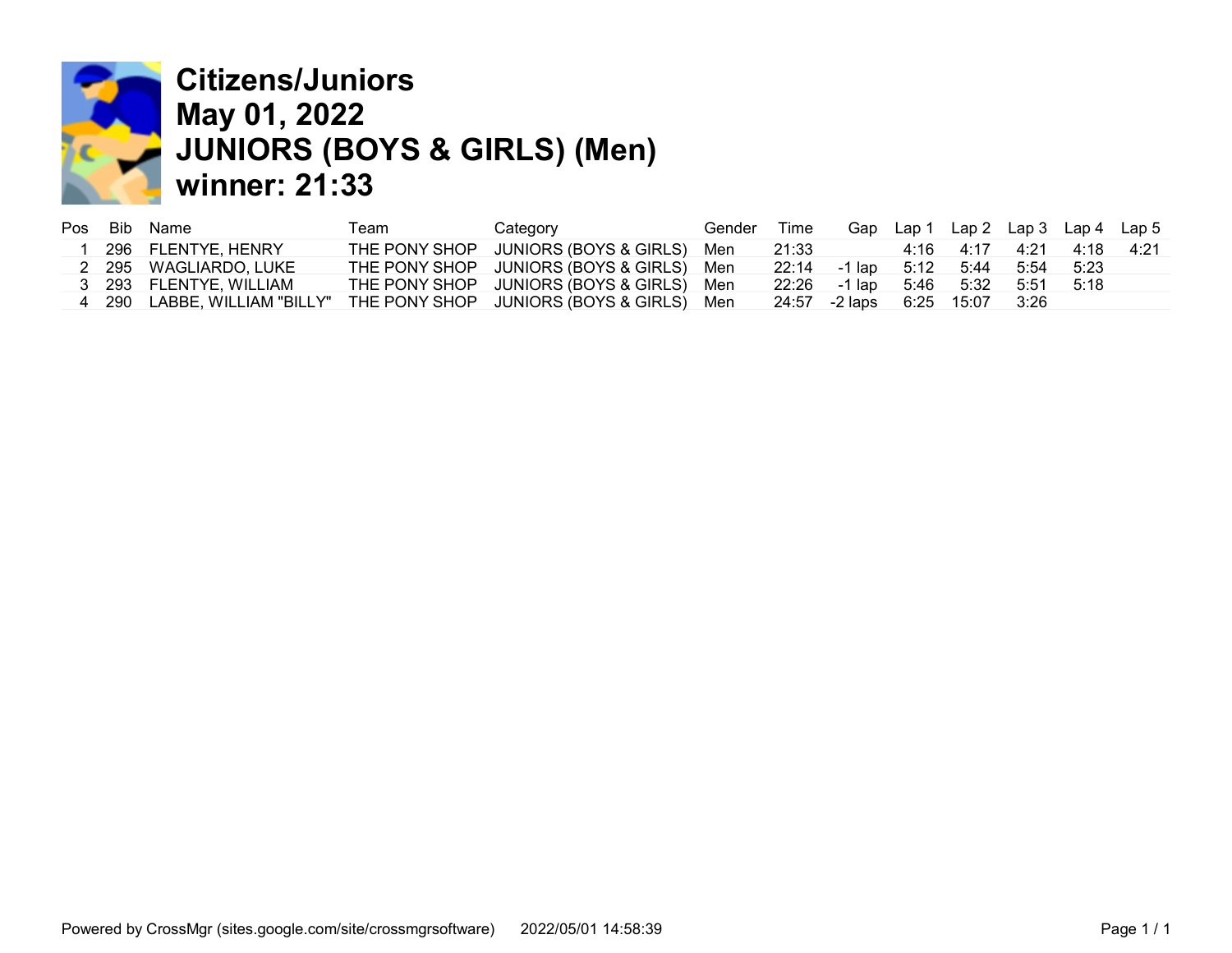# Citizens/Juniors
# May 01, 2022
# JUNIORS (BOYS & GIRLS) (Men)
# winner: 21:33

| Pos | Bib | Name | Team | Category | Gender | Time | Gap | Lap 1 | Lap 2 | Lap 3 | Lap 4 | Lap 5 |
|---|---|---|---|---|---|---|---|---|---|---|---|---|
| 1 | 296 | FLENTYE, HENRY | THE PONY SHOP | JUNIORS (BOYS & GIRLS) | Men | 21:33 | | 4:16 | 4:17 | 4:21 | 4:18 | 4:21 |
| 2 | 295 | WAGLIARDO, LUKE | THE PONY SHOP | JUNIORS (BOYS & GIRLS) | Men | 22:14 | -1 lap | 5:12 | 5:44 | 5:54 | 5:23 | |
| 3 | 293 | FLENTYE, WILLIAM | THE PONY SHOP | JUNIORS (BOYS & GIRLS) | Men | 22:26 | -1 lap | 5:46 | 5:32 | 5:51 | 5:18 | |
| 4 | 290 | LABBE, WILLIAM "BILLY" | THE PONY SHOP | JUNIORS (BOYS & GIRLS) | Men | 24:57 | -2 laps | 6:25 | 15:07 | 3:26 | | |

Powered by CrossMgr (sites.google.com/site/crossmgrsoftware) 2022/05/01 14:58:39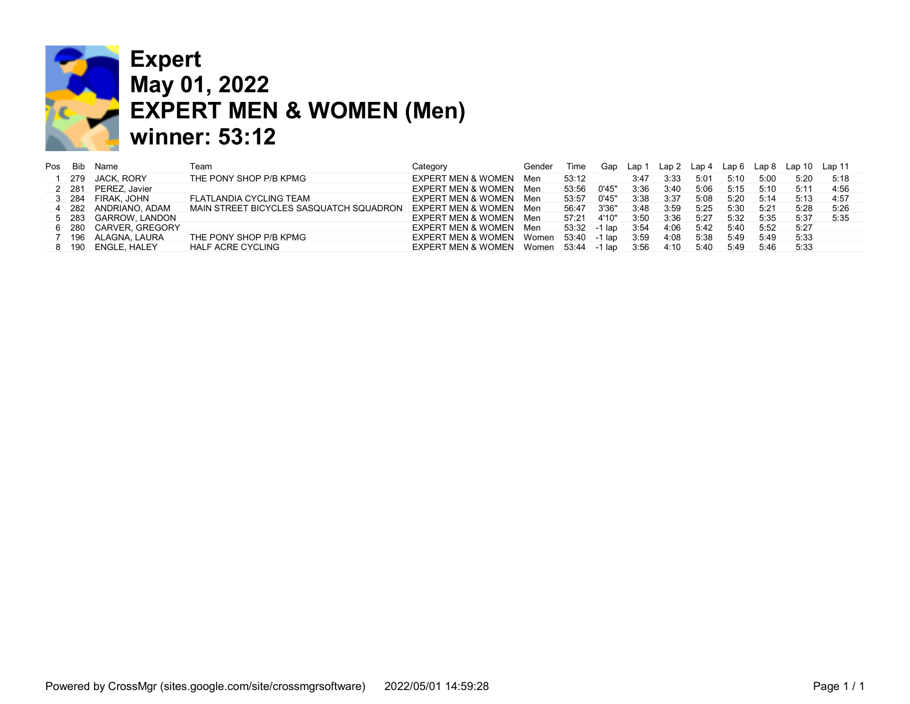# Expert
# May 01, 2022
# EXPERT MEN & WOMEN (Men)
# winner: 53:12

| Pos | Bib | Name | Team | Category | Gender | Time | Gap | Lap 1 | Lap 2 | Lap 4 | Lap 6 | Lap 8 | Lap 10 | Lap 11 |
|---|---|---|---|---|---|---|---|---|---|---|---|---|---|---|
| 1 | 279 | JACK, RORY | THE PONY SHOP P/B KPMG | EXPERT MEN & WOMEN | Men | 53:12 | | 3:47 | 3:33 | 5:01 | 5:10 | 5:00 | 5:20 | 5:18 |
| 2 | 281 | PEREZ, Javier | | EXPERT MEN & WOMEN | Men | 53:56 | 0'45" | 3:36 | 3:40 | 5:06 | 5:15 | 5:10 | 5:11 | 4:56 |
| 3 | 284 | FIRAK, JOHN | FLATLANDIA CYCLING TEAM | EXPERT MEN & WOMEN | Men | 53:57 | 0'45" | 3:38 | 3:37 | 5:08 | 5:20 | 5:14 | 5:13 | 4:57 |
| 4 | 282 | ANDRIANO, ADAM | MAIN STREET BICYCLES SASQUATCH SQUADRON | EXPERT MEN & WOMEN | Men | 56:47 | 3'36" | 3:48 | 3:59 | 5:25 | 5:30 | 5:21 | 5:28 | 5:26 |
| 5 | 283 | GARROW, LANDON | | EXPERT MEN & WOMEN | Men | 57:21 | 4'10" | 3:50 | 3:36 | 5:27 | 5:32 | 5:35 | 5:37 | 5:35 |
| 6 | 280 | CARVER, GREGORY | | EXPERT MEN & WOMEN | Men | 53:32 | -1 lap | 3:54 | 4:06 | 5:42 | 5:40 | 5:52 | 5:27 | |
| 7 | 196 | ALAGNA, LAURA | THE PONY SHOP P/B KPMG | EXPERT MEN & WOMEN | Women | 53:40 | -1 lap | 3:59 | 4:08 | 5:38 | 5:49 | 5:49 | 5:33 | |
| 8 | 190 | ENGLE, HALEY | HALF ACRE CYCLING | EXPERT MEN & WOMEN | Women | 53:44 | -1 lap | 3:56 | 4:10 | 5:40 | 5:49 | 5:46 | 5:33 | |

Powered by CrossMgr (sites.google.com/site/crossmgrsoftware) 2022/05/01 14:59:28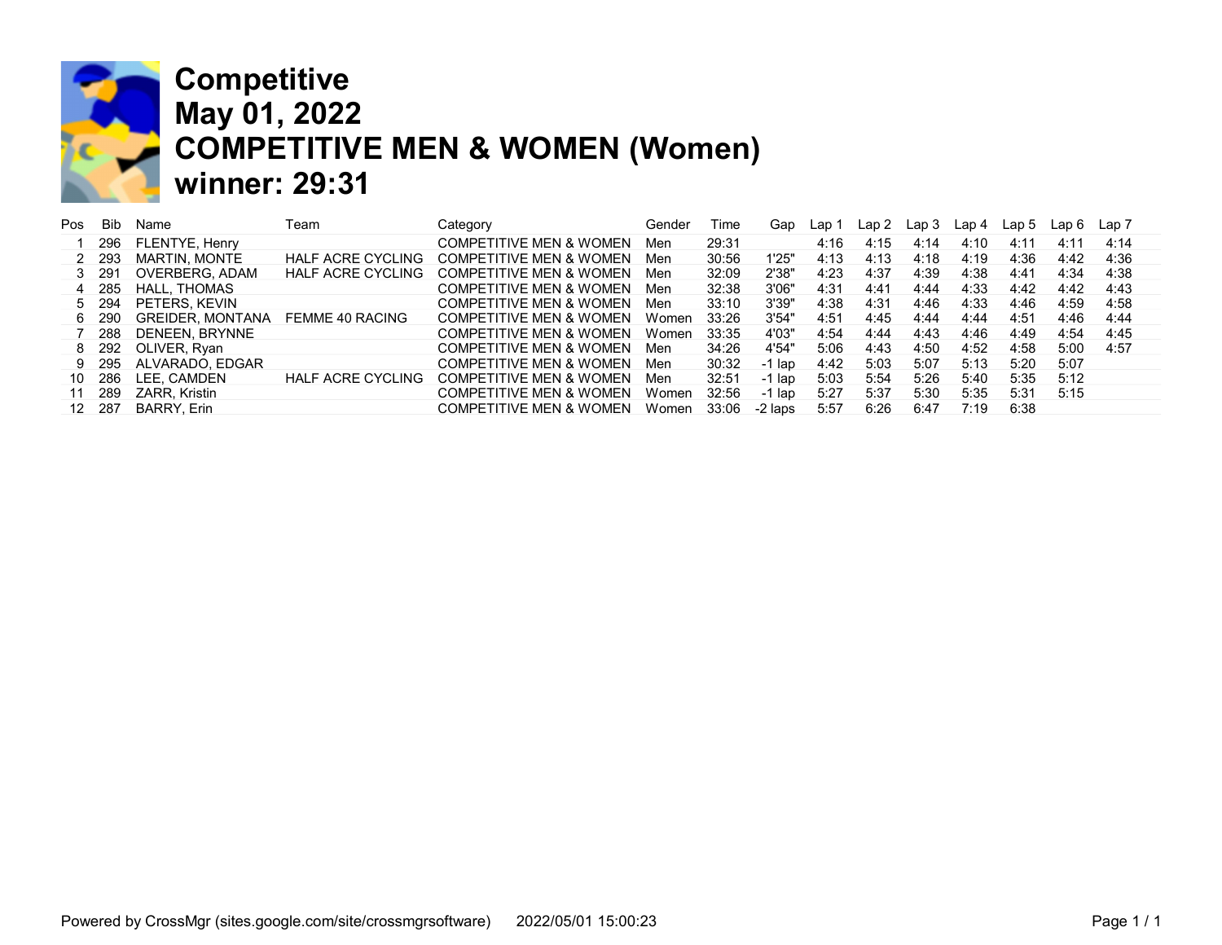# Competitive
# May 01, 2022
# COMPETITIVE MEN & WOMEN (Women)
# winner: 29:31

| Pos | Bib | Name | Team | Category | Gender | Time | Gap | Lap 1 | Lap 2 | Lap 3 | Lap 4 | Lap 5 | Lap 6 | Lap 7 |
|---|---|---|---|---|---|---|---|---|---|---|---|---|---|---|
| 1 | 296 | FLENTYE, Henry | | COMPETITIVE MEN & WOMEN | Men | 29:31 | | 4:16 | 4:15 | 4:14 | 4:10 | 4:11 | 4:11 | 4:14 |
| 2 | 293 | MARTIN, MONTE | HALF ACRE CYCLING | COMPETITIVE MEN & WOMEN | Men | 30:56 | 1'25" | 4:13 | 4:13 | 4:18 | 4:19 | 4:36 | 4:42 | 4:36 |
| 3 | 291 | OVERBERG, ADAM | HALF ACRE CYCLING | COMPETITIVE MEN & WOMEN | Men | 32:09 | 2'38" | 4:23 | 4:37 | 4:39 | 4:38 | 4:41 | 4:34 | 4:38 |
| 4 | 285 | HALL, THOMAS | | COMPETITIVE MEN & WOMEN | Men | 32:38 | 3'06" | 4:31 | 4:41 | 4:44 | 4:33 | 4:42 | 4:42 | 4:43 |
| 5 | 294 | PETERS, KEVIN | | COMPETITIVE MEN & WOMEN | Men | 33:10 | 3'39" | 4:38 | 4:31 | 4:46 | 4:33 | 4:46 | 4:59 | 4:58 |
| 6 | 290 | GREIDER, MONTANA | FEMME 40 RACING | COMPETITIVE MEN & WOMEN | Women | 33:26 | 3'54" | 4:51 | 4:45 | 4:44 | 4:44 | 4:51 | 4:46 | 4:44 |
| 7 | 288 | DENEEN, BRYNNE | | COMPETITIVE MEN & WOMEN | Women | 33:35 | 4'03" | 4:54 | 4:44 | 4:43 | 4:46 | 4:49 | 4:54 | 4:45 |
| 8 | 292 | OLIVER, Ryan | | COMPETITIVE MEN & WOMEN | Men | 34:26 | 4'54" | 5:06 | 4:43 | 4:50 | 4:52 | 4:58 | 5:00 | 4:57 |
| 9 | 295 | ALVARADO, EDGAR | | COMPETITIVE MEN & WOMEN | Men | 30:32 | -1 lap | 4:42 | 5:03 | 5:07 | 5:13 | 5:20 | 5:07 | |
| 10 | 286 | LEE, CAMDEN | HALF ACRE CYCLING | COMPETITIVE MEN & WOMEN | Men | 32:51 | -1 lap | 5:03 | 5:54 | 5:26 | 5:40 | 5:35 | 5:12 | |
| 11 | 289 | ZARR, Kristin | | COMPETITIVE MEN & WOMEN | Women | 32:56 | -1 lap | 5:27 | 5:37 | 5:30 | 5:35 | 5:31 | 5:15 | |
| 12 | 287 | BARRY, Erin | | COMPETITIVE MEN & WOMEN | Women | 33:06 | -2 laps | 5:57 | 6:26 | 6:47 | 7:19 | 6:38 | | |

Powered by CrossMgr (sites.google.com/site/crossmgrsoftware) 2022/05/01 15:00:23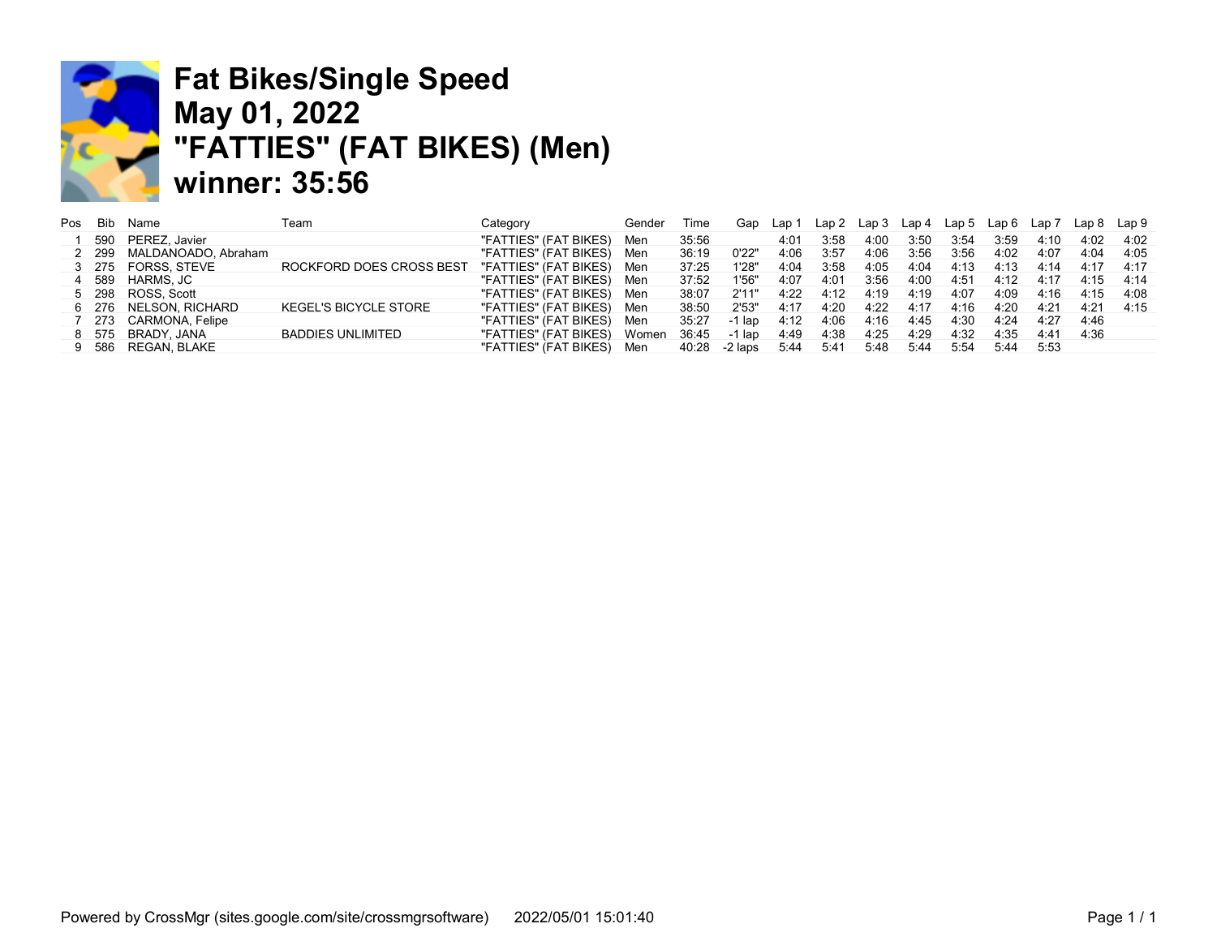# Fat Bikes/Single Speed
# May 01, 2022
# "FATTIES" (FAT BIKES) (Men)
# winner: 35:56

| Pos | Bib | Name | Team | Category | Gender | Time | Gap | Lap 1 | Lap 2 | Lap 3 | Lap 4 | Lap 5 | Lap 6 | Lap 7 | Lap 8 | Lap 9 |
|---|---|---|---|---|---|---|---|---|---|---|---|---|---|---|---|---|
| 1 | 590 | PEREZ, Javier | | "FATTIES" (FAT BIKES) | Men | 35:56 | | 4:01 | 3:58 | 4:00 | 3:50 | 3:54 | 3:59 | 4:10 | 4:02 | 4:02 |
| 2 | 299 | MALDANOADO, Abraham | | "FATTIES" (FAT BIKES) | Men | 36:19 | 0'22" | 4:06 | 3:57 | 4:06 | 3:56 | 3:56 | 4:02 | 4:07 | 4:04 | 4:05 |
| 3 | 275 | FORSS, STEVE | ROCKFORD DOES CROSS BEST | "FATTIES" (FAT BIKES) | Men | 37:25 | 1'28" | 4:04 | 3:58 | 4:05 | 4:04 | 4:13 | 4:13 | 4:14 | 4:17 | 4:17 |
| 4 | 589 | HARMS, JC | | "FATTIES" (FAT BIKES) | Men | 37:52 | 1'56" | 4:07 | 4:01 | 3:56 | 4:00 | 4:51 | 4:12 | 4:17 | 4:15 | 4:14 |
| 5 | 298 | ROSS, Scott | | "FATTIES" (FAT BIKES) | Men | 38:07 | 2'11" | 4:22 | 4:12 | 4:19 | 4:19 | 4:07 | 4:09 | 4:16 | 4:15 | 4:08 |
| 6 | 276 | NELSON, RICHARD | KEGEL'S BICYCLE STORE | "FATTIES" (FAT BIKES) | Men | 38:50 | 2'53" | 4:17 | 4:20 | 4:22 | 4:17 | 4:16 | 4:20 | 4:21 | 4:21 | 4:15 |
| 7 | 273 | CARMONA, Felipe | | "FATTIES" (FAT BIKES) | Men | 35:27 | -1 lap | 4:12 | 4:06 | 4:16 | 4:45 | 4:30 | 4:24 | 4:27 | 4:46 | |
| 8 | 575 | BRADY, JANA | BADDIES UNLIMITED | "FATTIES" (FAT BIKES) | Women | 36:45 | -1 lap | 4:49 | 4:38 | 4:25 | 4:29 | 4:32 | 4:35 | 4:41 | 4:36 | |
| 9 | 586 | REGAN, BLAKE | | "FATTIES" (FAT BIKES) | Men | 40:28 | -2 laps | 5:44 | 5:41 | 5:48 | 5:44 | 5:54 | 5:44 | 5:53 | | |

Powered by CrossMgr (sites.google.com/site/crossmgrsoftware) 2022/05/01 15:01:40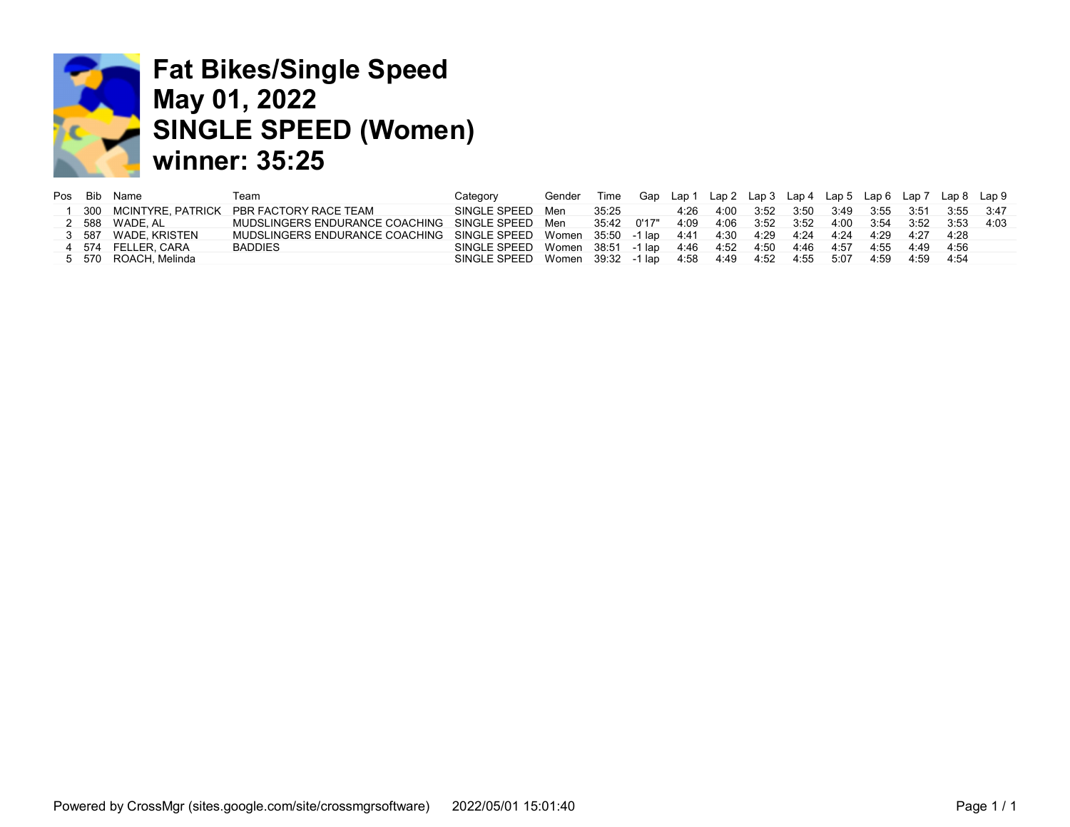# Fat Bikes/Single Speed
# May 01, 2022
# SINGLE SPEED (Women)
# winner: 35:25

| Pos | Bib | Name | Team | Category | Gender | Time | Gap | Lap 1 | Lap 2 | Lap 3 | Lap 4 | Lap 5 | Lap 6 | Lap 7 | Lap 8 | Lap 9 |
|---|---|---|---|---|---|---|---|---|---|---|---|---|---|---|---|---|
| 1 | 300 | MCINTYRE, PATRICK | PBR FACTORY RACE TEAM | SINGLE SPEED | Men | 35:25 | | 4:26 | 4:00 | 3:52 | 3:50 | 3:49 | 3:55 | 3:51 | 3:55 | 3:47 |
| 2 | 588 | WADE, AL | MUDSLINGERS ENDURANCE COACHING | SINGLE SPEED | Men | 35:42 | 0'17" | 4:09 | 4:06 | 3:52 | 3:52 | 4:00 | 3:54 | 3:52 | 3:53 | 4:03 |
| 3 | 587 | WADE, KRISTEN | MUDSLINGERS ENDURANCE COACHING | SINGLE SPEED | Women | 35:50 | -1 lap | 4:41 | 4:30 | 4:29 | 4:24 | 4:24 | 4:29 | 4:27 | 4:28 | |
| 4 | 574 | FELLER, CARA | BADDIES | SINGLE SPEED | Women | 38:51 | -1 lap | 4:46 | 4:52 | 4:50 | 4:46 | 4:57 | 4:55 | 4:49 | 4:56 | |
| 5 | 570 | ROACH, Melinda | | SINGLE SPEED | Women | 39:32 | -1 lap | 4:58 | 4:49 | 4:52 | 4:55 | 5:07 | 4:59 | 4:59 | 4:54 | |

Powered by CrossMgr (sites.google.com/site/crossmgrsoftware) 2022/05/01 15:01:40